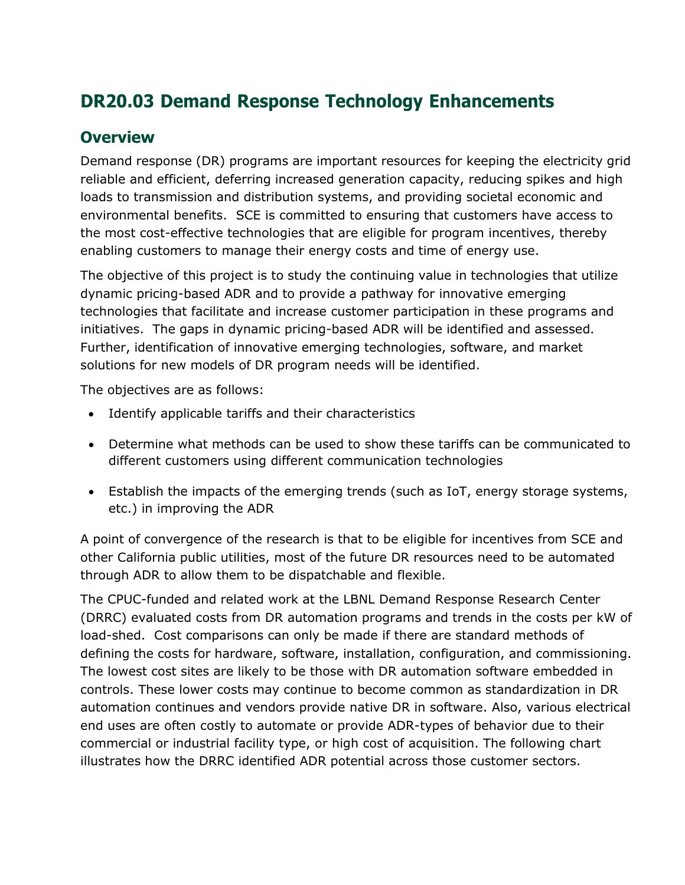# DR20.03 Demand Response Technology Enhancements

## Overview

Demand response (DR) programs are important resources for keeping the electricity grid reliable and efficient, deferring increased generation capacity, reducing spikes and high loads to transmission and distribution systems, and providing societal economic and environmental benefits. SCE is committed to ensuring that customers have access to the most cost-effective technologies that are eligible for program incentives, thereby enabling customers to manage their energy costs and time of energy use.

The objective of this project is to study the continuing value in technologies that utilize dynamic pricing-based ADR and to provide a pathway for innovative emerging technologies that facilitate and increase customer participation in these programs and initiatives. The gaps in dynamic pricing-based ADR will be identified and assessed. Further, identification of innovative emerging technologies, software, and market solutions for new models of DR program needs will be identified.

The objectives are as follows:

- Identify applicable tariffs and their characteristics
- Determine what methods can be used to show these tariffs can be communicated to different customers using different communication technologies
- Establish the impacts of the emerging trends (such as IoT, energy storage systems, etc.) in improving the ADR

A point of convergence of the research is that to be eligible for incentives from SCE and other California public utilities, most of the future DR resources need to be automated through ADR to allow them to be dispatchable and flexible.

The CPUC-funded and related work at the LBNL Demand Response Research Center (DRRC) evaluated costs from DR automation programs and trends in the costs per kW of load-shed. Cost comparisons can only be made if there are standard methods of defining the costs for hardware, software, installation, configuration, and commissioning. The lowest cost sites are likely to be those with DR automation software embedded in controls. These lower costs may continue to become common as standardization in DR automation continues and vendors provide native DR in software. Also, various electrical end uses are often costly to automate or provide ADR-types of behavior due to their commercial or industrial facility type, or high cost of acquisition. The following chart illustrates how the DRRC identified ADR potential across those customer sectors.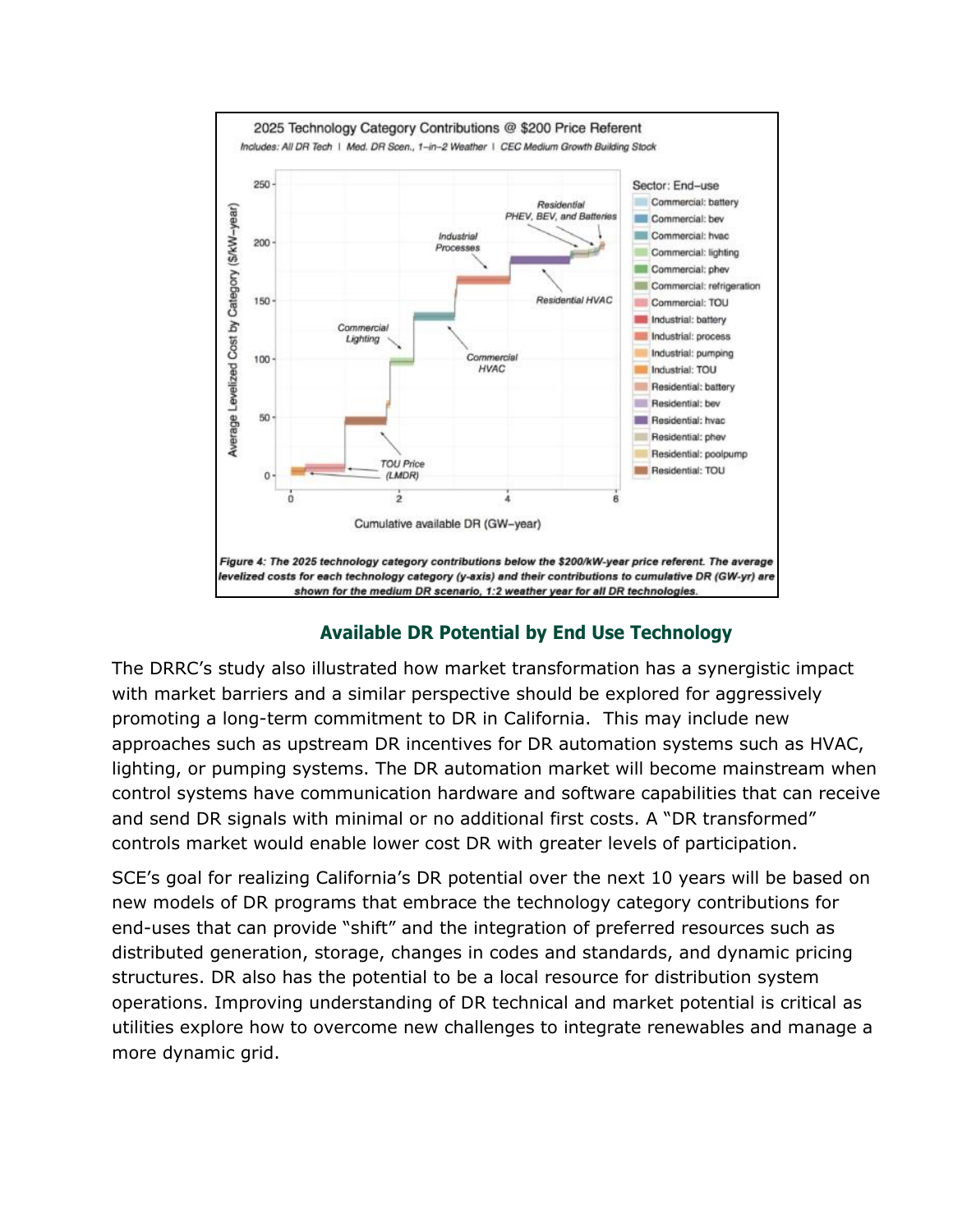Figure 4: The 2025 technology category contributions below the $200/kW-year price referent. The average levelized costs for each technology category (y-axis) and their contributions to cumulative DR (GW-yr) are shown for the medium DR scenario, 1:2 weather year for all DR technologies.

### Available DR Potential by End Use Technology

The DRRC's study also illustrated how market transformation has a synergistic impact with market barriers and a similar perspective should be explored for aggressively promoting a long-term commitment to DR in California. This may include new approaches such as upstream DR incentives for DR automation systems such as HVAC, lighting, or pumping systems. The DR automation market will become mainstream when control systems have communication hardware and software capabilities that can receive and send DR signals with minimal or no additional first costs. A "DR transformed" controls market would enable lower cost DR with greater levels of participation.

SCE's goal for realizing California's DR potential over the next 10 years will be based on new models of DR programs that embrace the technology category contributions for end-uses that can provide "shift" and the integration of preferred resources such as distributed generation, storage, changes in codes and standards, and dynamic pricing structures. DR also has the potential to be a local resource for distribution system operations. Improving understanding of DR technical and market potential is critical as utilities explore how to overcome new challenges to integrate renewables and manage a more dynamic grid.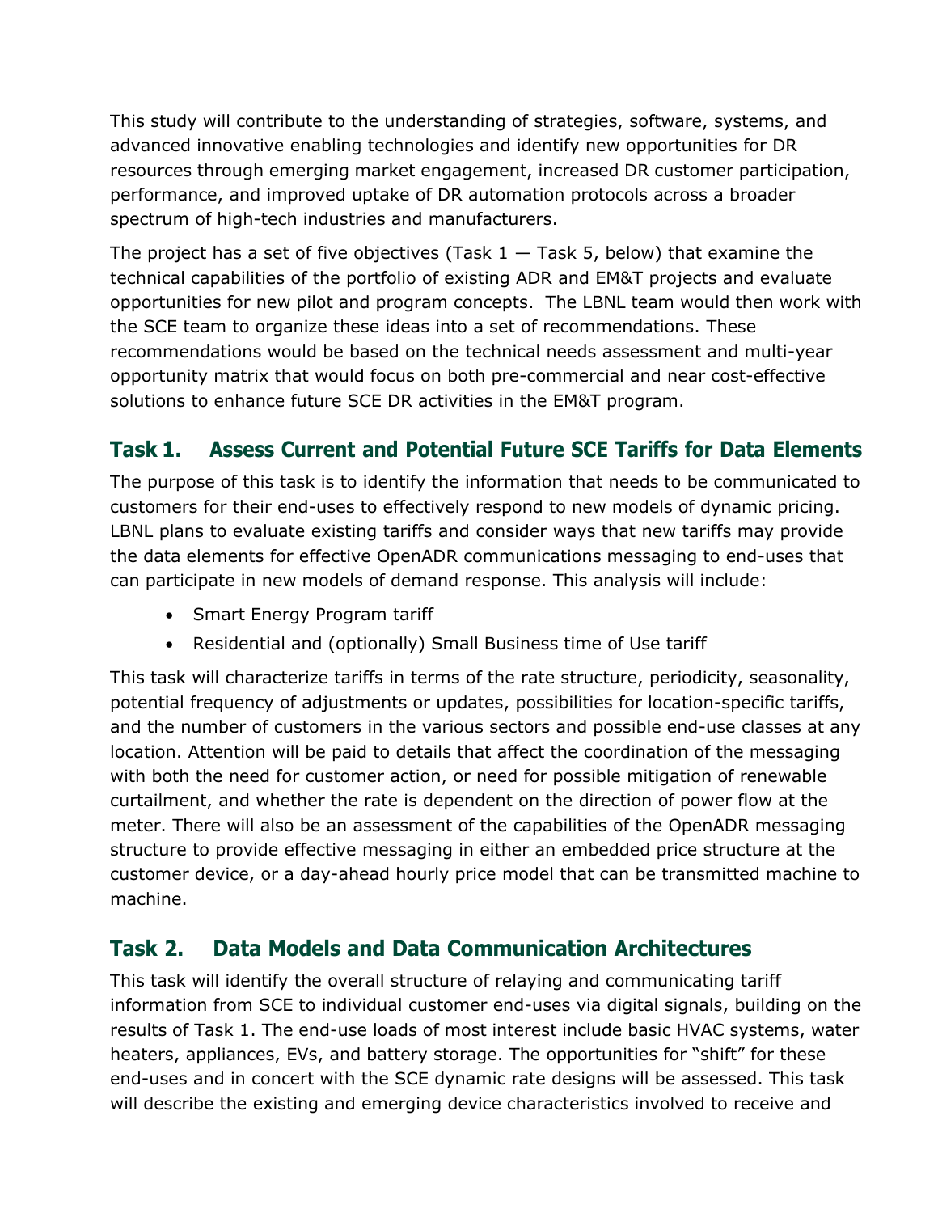This study will contribute to the understanding of strategies, software, systems, and advanced innovative enabling technologies and identify new opportunities for DR resources through emerging market engagement, increased DR customer participation, performance, and improved uptake of DR automation protocols across a broader spectrum of high-tech industries and manufacturers.

The project has a set of five objectives (Task 1 — Task 5, below) that examine the technical capabilities of the portfolio of existing ADR and EM&T projects and evaluate opportunities for new pilot and program concepts. The LBNL team would then work with the SCE team to organize these ideas into a set of recommendations. These recommendations would be based on the technical needs assessment and multi-year opportunity matrix that would focus on both pre-commercial and near cost-effective solutions to enhance future SCE DR activities in the EM&T program.

## Task 1. Assess Current and Potential Future SCE Tariffs for Data Elements

The purpose of this task is to identify the information that needs to be communicated to customers for their end-uses to effectively respond to new models of dynamic pricing. LBNL plans to evaluate existing tariffs and consider ways that new tariffs may provide the data elements for effective OpenADR communications messaging to end-uses that can participate in new models of demand response. This analysis will include:

- Smart Energy Program tariff
- Residential and (optionally) Small Business time of Use tariff

This task will characterize tariffs in terms of the rate structure, periodicity, seasonality, potential frequency of adjustments or updates, possibilities for location-specific tariffs, and the number of customers in the various sectors and possible end-use classes at any location. Attention will be paid to details that affect the coordination of the messaging with both the need for customer action, or need for possible mitigation of renewable curtailment, and whether the rate is dependent on the direction of power flow at the meter. There will also be an assessment of the capabilities of the OpenADR messaging structure to provide effective messaging in either an embedded price structure at the customer device, or a day-ahead hourly price model that can be transmitted machine to machine.

## Task 2. Data Models and Data Communication Architectures

This task will identify the overall structure of relaying and communicating tariff information from SCE to individual customer end-uses via digital signals, building on the results of Task 1. The end-use loads of most interest include basic HVAC systems, water heaters, appliances, EVs, and battery storage. The opportunities for "shift" for these end-uses and in concert with the SCE dynamic rate designs will be assessed. This task will describe the existing and emerging device characteristics involved to receive and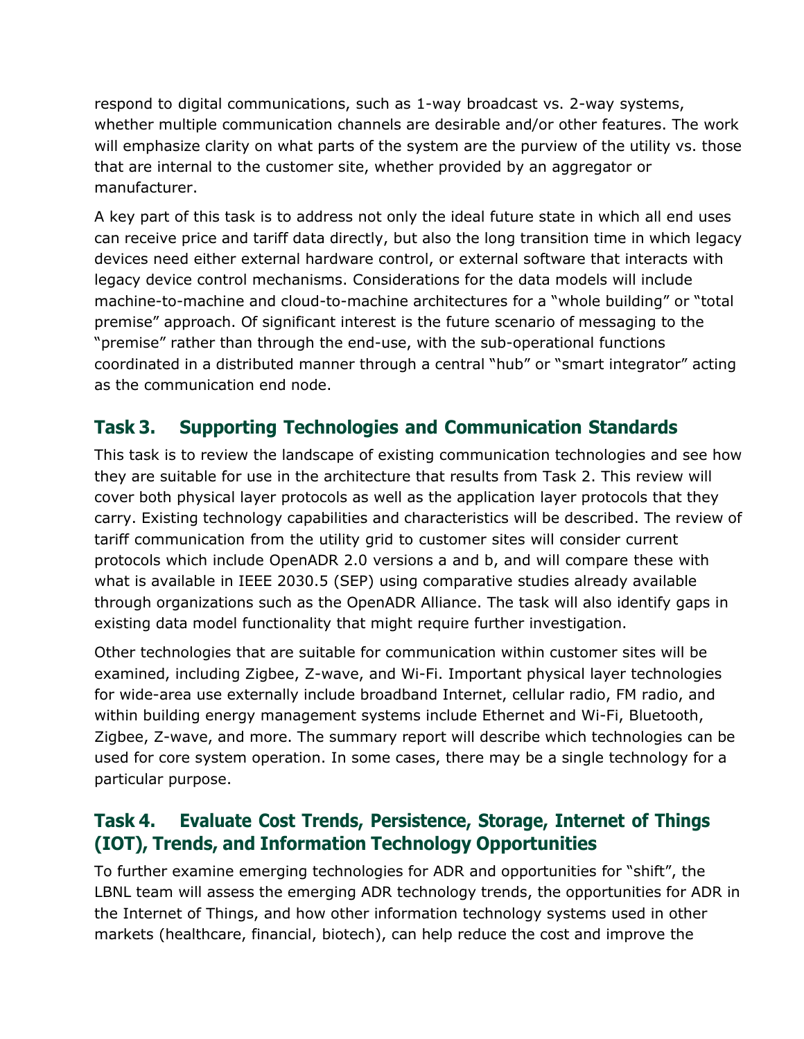respond to digital communications, such as 1-way broadcast vs. 2-way systems, whether multiple communication channels are desirable and/or other features. The work will emphasize clarity on what parts of the system are the purview of the utility vs. those that are internal to the customer site, whether provided by an aggregator or manufacturer.

A key part of this task is to address not only the ideal future state in which all end uses can receive price and tariff data directly, but also the long transition time in which legacy devices need either external hardware control, or external software that interacts with legacy device control mechanisms. Considerations for the data models will include machine-to-machine and cloud-to-machine architectures for a "whole building" or "total premise" approach. Of significant interest is the future scenario of messaging to the "premise" rather than through the end-use, with the sub-operational functions coordinated in a distributed manner through a central "hub" or "smart integrator" acting as the communication end node.

## Task 3. Supporting Technologies and Communication Standards

This task is to review the landscape of existing communication technologies and see how they are suitable for use in the architecture that results from Task 2. This review will cover both physical layer protocols as well as the application layer protocols that they carry. Existing technology capabilities and characteristics will be described. The review of tariff communication from the utility grid to customer sites will consider current protocols which include OpenADR 2.0 versions a and b, and will compare these with what is available in IEEE 2030.5 (SEP) using comparative studies already available through organizations such as the OpenADR Alliance. The task will also identify gaps in existing data model functionality that might require further investigation.

Other technologies that are suitable for communication within customer sites will be examined, including Zigbee, Z-wave, and Wi-Fi. Important physical layer technologies for wide-area use externally include broadband Internet, cellular radio, FM radio, and within building energy management systems include Ethernet and Wi-Fi, Bluetooth, Zigbee, Z-wave, and more. The summary report will describe which technologies can be used for core system operation. In some cases, there may be a single technology for a particular purpose.

## Task 4. Evaluate Cost Trends, Persistence, Storage, Internet of Things (IOT), Trends, and Information Technology Opportunities

To further examine emerging technologies for ADR and opportunities for "shift", the LBNL team will assess the emerging ADR technology trends, the opportunities for ADR in the Internet of Things, and how other information technology systems used in other markets (healthcare, financial, biotech), can help reduce the cost and improve the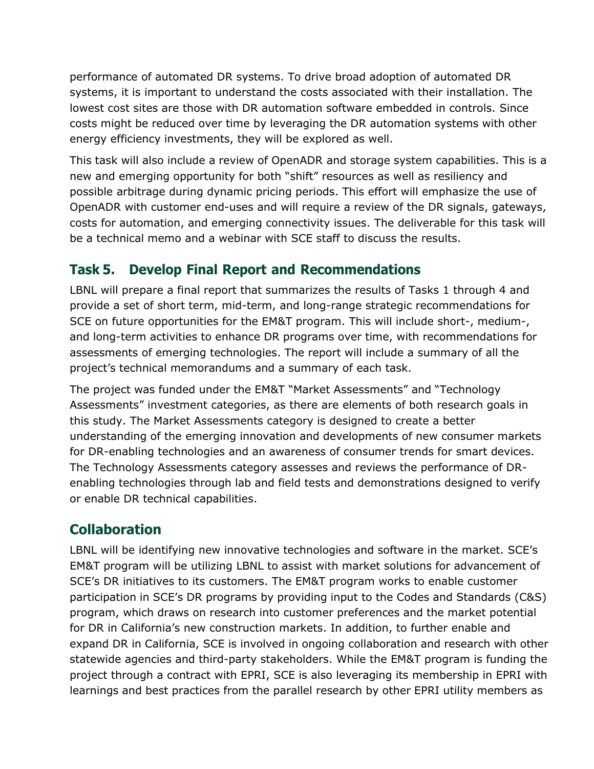performance of automated DR systems. To drive broad adoption of automated DR systems, it is important to understand the costs associated with their installation. The lowest cost sites are those with DR automation software embedded in controls. Since costs might be reduced over time by leveraging the DR automation systems with other energy efficiency investments, they will be explored as well.

This task will also include a review of OpenADR and storage system capabilities. This is a new and emerging opportunity for both "shift" resources as well as resiliency and possible arbitrage during dynamic pricing periods. This effort will emphasize the use of OpenADR with customer end-uses and will require a review of the DR signals, gateways, costs for automation, and emerging connectivity issues. The deliverable for this task will be a technical memo and a webinar with SCE staff to discuss the results.

## Task 5. Develop Final Report and Recommendations

LBNL will prepare a final report that summarizes the results of Tasks 1 through 4 and provide a set of short term, mid-term, and long-range strategic recommendations for SCE on future opportunities for the EM&T program. This will include short-, medium-, and long-term activities to enhance DR programs over time, with recommendations for assessments of emerging technologies. The report will include a summary of all the project's technical memorandums and a summary of each task.

The project was funded under the EM&T "Market Assessments" and "Technology Assessments" investment categories, as there are elements of both research goals in this study. The Market Assessments category is designed to create a better understanding of the emerging innovation and developments of new consumer markets for DR-enabling technologies and an awareness of consumer trends for smart devices. The Technology Assessments category assesses and reviews the performance of DR-enabling technologies through lab and field tests and demonstrations designed to verify or enable DR technical capabilities.

## Collaboration

LBNL will be identifying new innovative technologies and software in the market. SCE's EM&T program will be utilizing LBNL to assist with market solutions for advancement of SCE's DR initiatives to its customers. The EM&T program works to enable customer participation in SCE's DR programs by providing input to the Codes and Standards (C&S) program, which draws on research into customer preferences and the market potential for DR in California's new construction markets. In addition, to further enable and expand DR in California, SCE is involved in ongoing collaboration and research with other statewide agencies and third-party stakeholders. While the EM&T program is funding the project through a contract with EPRI, SCE is also leveraging its membership in EPRI with learnings and best practices from the parallel research by other EPRI utility members as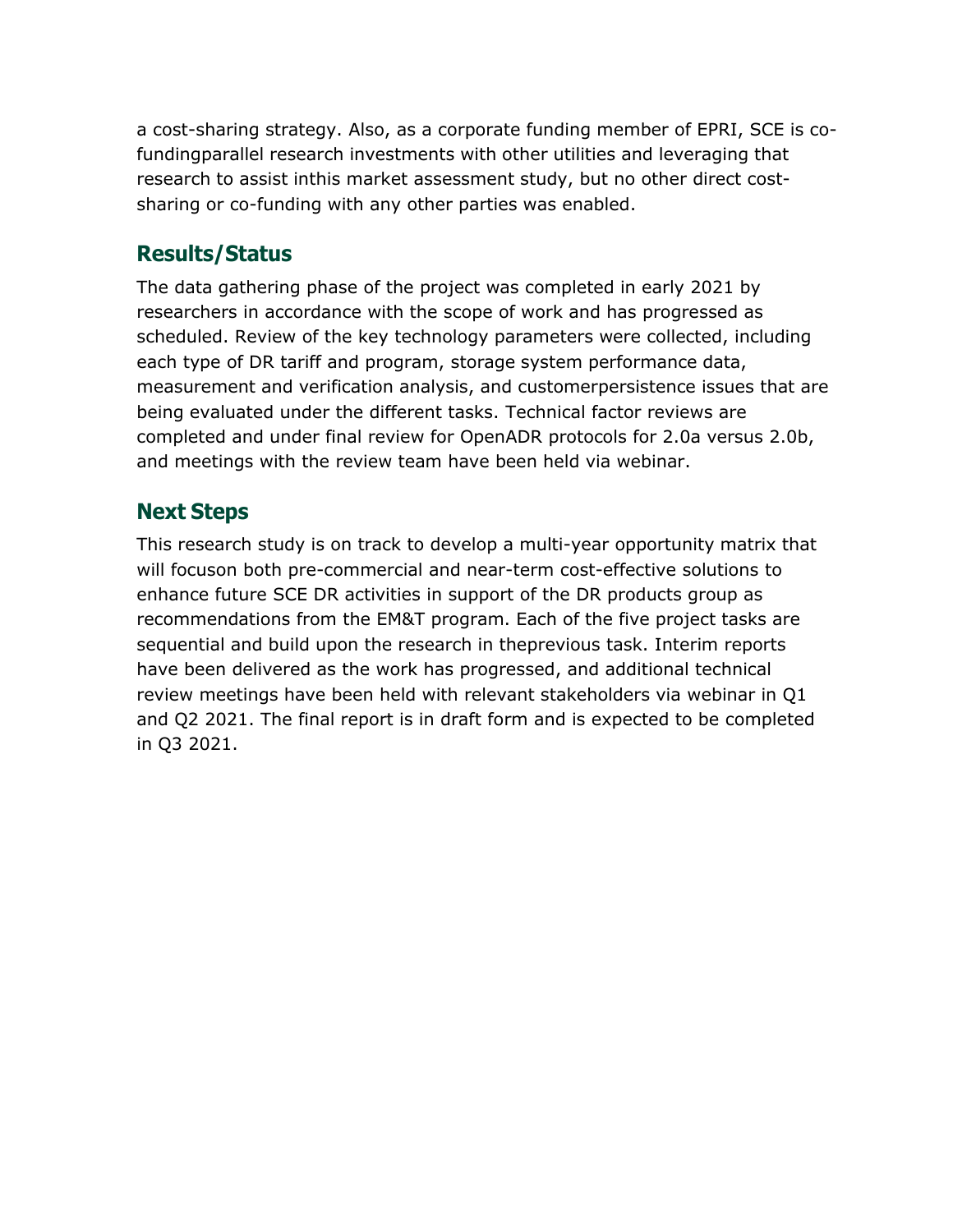a cost-sharing strategy. Also, as a corporate funding member of EPRI, SCE is co-fundingparallel research investments with other utilities and leveraging that research to assist inthis market assessment study, but no other direct cost-sharing or co-funding with any other parties was enabled.

## Results/Status

The data gathering phase of the project was completed in early 2021 by researchers in accordance with the scope of work and has progressed as scheduled. Review of the key technology parameters were collected, including each type of DR tariff and program, storage system performance data, measurement and verification analysis, and customerpersistence issues that are being evaluated under the different tasks. Technical factor reviews are completed and under final review for OpenADR protocols for 2.0a versus 2.0b, and meetings with the review team have been held via webinar.

## Next Steps

This research study is on track to develop a multi-year opportunity matrix that will focuson both pre-commercial and near-term cost-effective solutions to enhance future SCE DR activities in support of the DR products group as recommendations from the EM&T program. Each of the five project tasks are sequential and build upon the research in theprevious task. Interim reports have been delivered as the work has progressed, and additional technical review meetings have been held with relevant stakeholders via webinar in Q1 and Q2 2021. The final report is in draft form and is expected to be completed in Q3 2021.